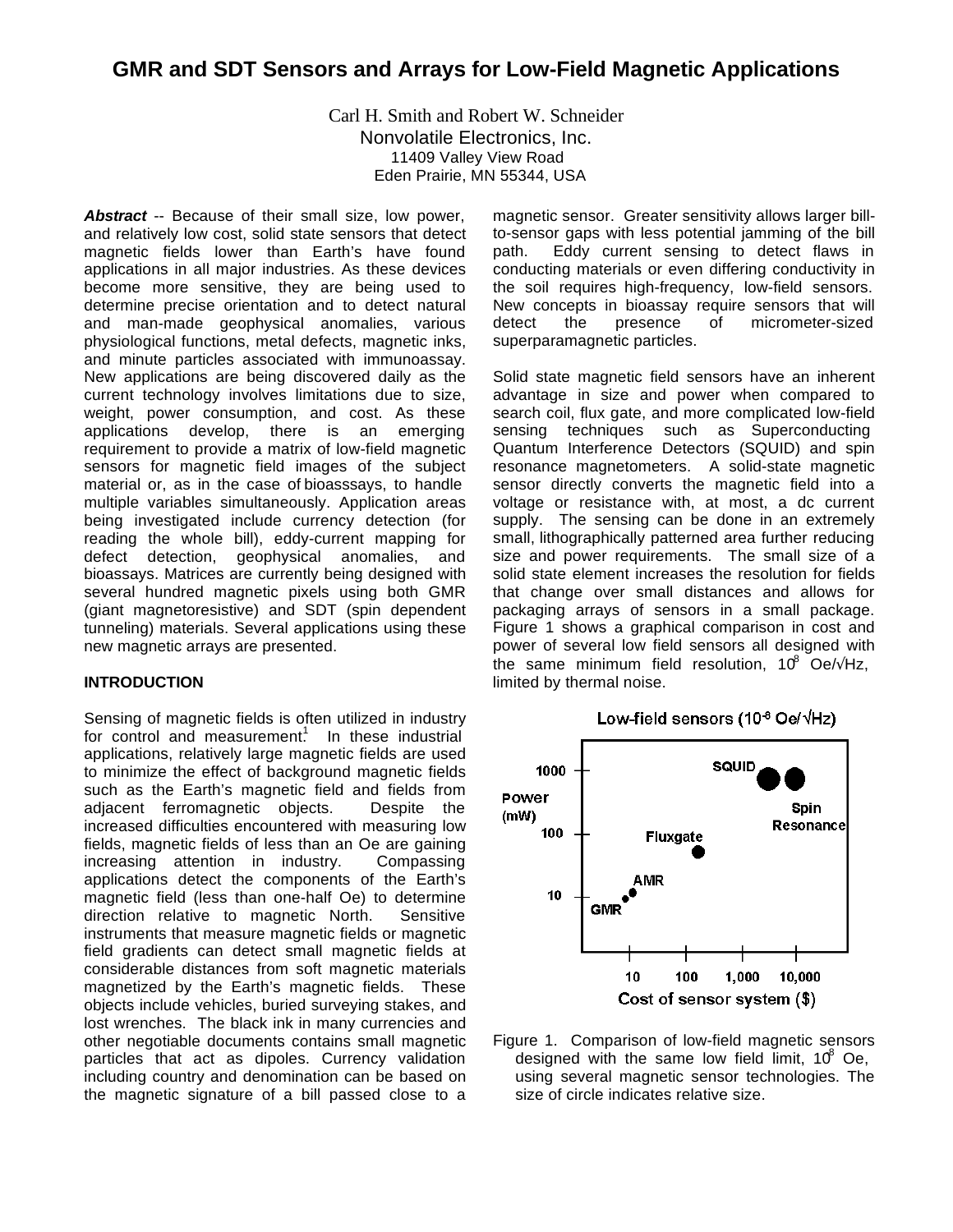# GMR and SDT Sensors and Arrays for Low-Field Magnetic Applications

Carl H. Smith and Robert W. Schneider
Nonvolatile Electronics, Inc.
11409 Valley View Road
Eden Prairie, MN 55344, USA

***Abstract*** -- Because of their small size, low power, and relatively low cost, solid state sensors that detect magnetic fields lower than Earth's have found applications in all major industries. As these devices become more sensitive, they are being used to determine precise orientation and to detect natural and man-made geophysical anomalies, various physiological functions, metal defects, magnetic inks, and minute particles associated with immunoassay. New applications are being discovered daily as the current technology involves limitations due to size, weight, power consumption, and cost. As these applications develop, there is an emerging requirement to provide a matrix of low-field magnetic sensors for magnetic field images of the subject material or, as in the case of bioasssays, to handle multiple variables simultaneously. Application areas being investigated include currency detection (for reading the whole bill), eddy-current mapping for defect detection, geophysical anomalies, and bioassays. Matrices are currently being designed with several hundred magnetic pixels using both GMR (giant magnetoresistive) and SDT (spin dependent tunneling) materials. Several applications using these new magnetic arrays are presented.

## INTRODUCTION

Sensing of magnetic fields is often utilized in industry for control and measurement.[1] In these industrial applications, relatively large magnetic fields are used to minimize the effect of background magnetic fields such as the Earth's magnetic field and fields from adjacent ferromagnetic objects. Despite the increased difficulties encountered with measuring low fields, magnetic fields of less than an Oe are gaining increasing attention in industry. Compassing applications detect the components of the Earth's magnetic field (less than one-half Oe) to determine direction relative to magnetic North. Sensitive instruments that measure magnetic fields or magnetic field gradients can detect small magnetic fields at considerable distances from soft magnetic materials magnetized by the Earth's magnetic fields. These objects include vehicles, buried surveying stakes, and lost wrenches. The black ink in many currencies and other negotiable documents contains small magnetic particles that act as dipoles. Currency validation including country and denomination can be based on the magnetic signature of a bill passed close to a magnetic sensor. Greater sensitivity allows larger bill-to-sensor gaps with less potential jamming of the bill path. Eddy current sensing to detect flaws in conducting materials or even differing conductivity in the soil requires high-frequency, low-field sensors. New concepts in bioassay require sensors that will detect the presence of micrometer-sized superparamagnetic particles.

Solid state magnetic field sensors have an inherent advantage in size and power when compared to search coil, flux gate, and more complicated low-field sensing techniques such as Superconducting Quantum Interference Detectors (SQUID) and spin resonance magnetometers. A solid-state magnetic sensor directly converts the magnetic field into a voltage or resistance with, at most, a dc current supply. The sensing can be done in an extremely small, lithographically patterned area further reducing size and power requirements. The small size of a solid state element increases the resolution for fields that change over small distances and allows for packaging arrays of sensors in a small package. Figure 1 shows a graphical comparison in cost and power of several low field sensors all designed with the same minimum field resolution, $10^{-8}$ Oe/√Hz, limited by thermal noise.

Figure 1. Comparison of low-field magnetic sensors designed with the same low field limit, $10^{-8}$ Oe, using several magnetic sensor technologies. The size of circle indicates relative size.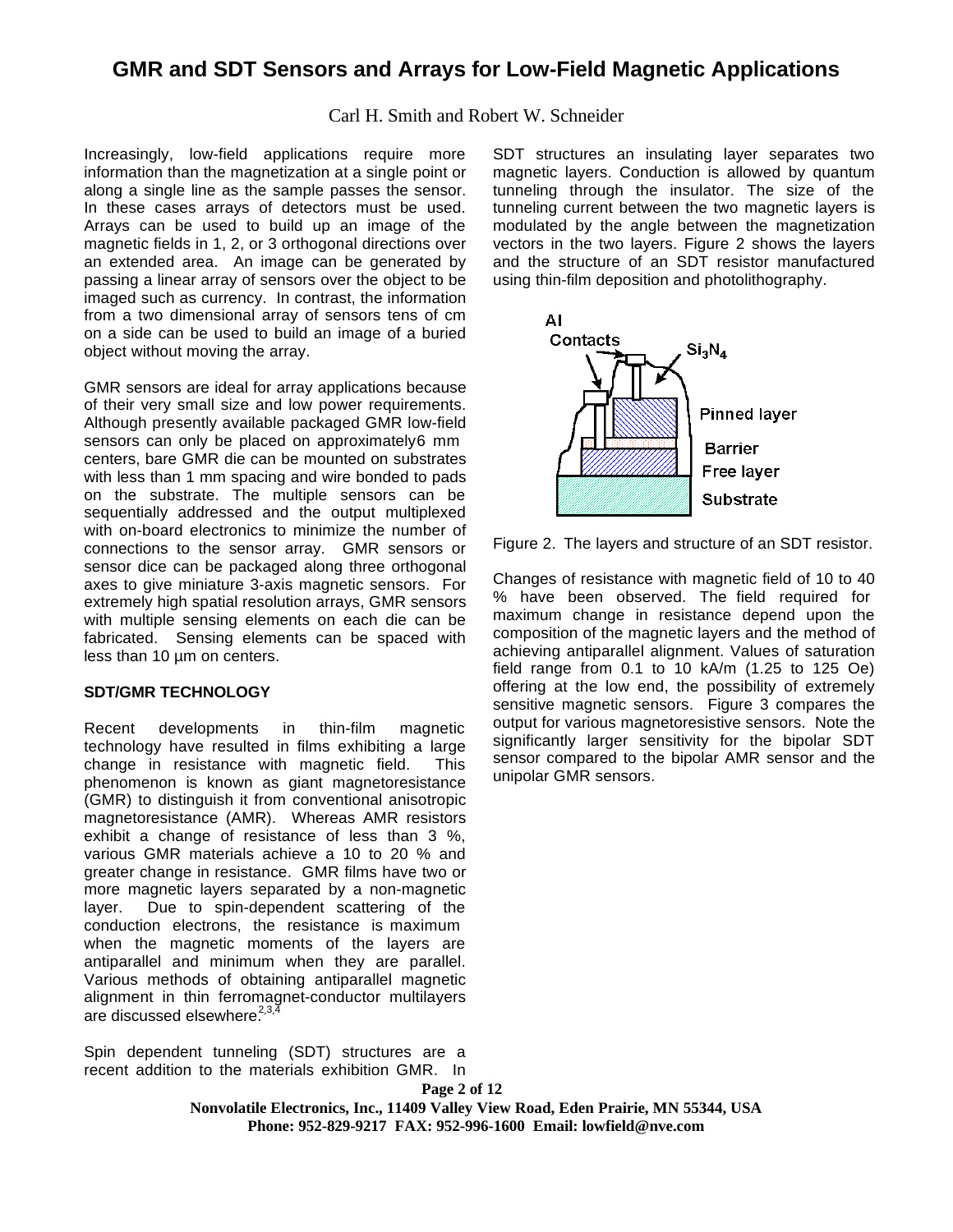# GMR and SDT Sensors and Arrays for Low-Field Magnetic Applications

Carl H. Smith and Robert W. Schneider

Increasingly, low-field applications require more information than the magnetization at a single point or along a single line as the sample passes the sensor. In these cases arrays of detectors must be used. Arrays can be used to build up an image of the magnetic fields in 1, 2, or 3 orthogonal directions over an extended area. An image can be generated by passing a linear array of sensors over the object to be imaged such as currency. In contrast, the information from a two dimensional array of sensors tens of cm on a side can be used to build an image of a buried object without moving the array.

GMR sensors are ideal for array applications because of their very small size and low power requirements. Although presently available packaged GMR low-field sensors can only be placed on approximately6 mm centers, bare GMR die can be mounted on substrates with less than 1 mm spacing and wire bonded to pads on the substrate. The multiple sensors can be sequentially addressed and the output multiplexed with on-board electronics to minimize the number of connections to the sensor array. GMR sensors or sensor dice can be packaged along three orthogonal axes to give miniature 3-axis magnetic sensors. For extremely high spatial resolution arrays, GMR sensors with multiple sensing elements on each die can be fabricated. Sensing elements can be spaced with less than 10 µm on centers.

## SDT/GMR TECHNOLOGY

Recent developments in thin-film magnetic technology have resulted in films exhibiting a large change in resistance with magnetic field. This phenomenon is known as giant magnetoresistance (GMR) to distinguish it from conventional anisotropic magnetoresistance (AMR). Whereas AMR resistors exhibit a change of resistance of less than 3 %, various GMR materials achieve a 10 to 20 % and greater change in resistance. GMR films have two or more magnetic layers separated by a non-magnetic layer. Due to spin-dependent scattering of the conduction electrons, the resistance is maximum when the magnetic moments of the layers are antiparallel and minimum when they are parallel. Various methods of obtaining antiparallel magnetic alignment in thin ferromagnet-conductor multilayers are discussed elsewhere.[2,3,4]

Spin dependent tunneling (SDT) structures are a recent addition to the materials exhibition GMR. In SDT structures an insulating layer separates two magnetic layers. Conduction is allowed by quantum tunneling through the insulator. The size of the tunneling current between the two magnetic layers is modulated by the angle between the magnetization vectors in the two layers. Figure 2 shows the layers and the structure of an SDT resistor manufactured using thin-film deposition and photolithography.

Figure 2. The layers and structure of an SDT resistor.

Changes of resistance with magnetic field of 10 to 40 % have been observed. The field required for maximum change in resistance depend upon the composition of the magnetic layers and the method of achieving antiparallel alignment. Values of saturation field range from 0.1 to 10 kA/m (1.25 to 125 Oe) offering at the low end, the possibility of extremely sensitive magnetic sensors. Figure 3 compares the output for various magnetoresistive sensors. Note the significantly larger sensitivity for the bipolar SDT sensor compared to the bipolar AMR sensor and the unipolar GMR sensors.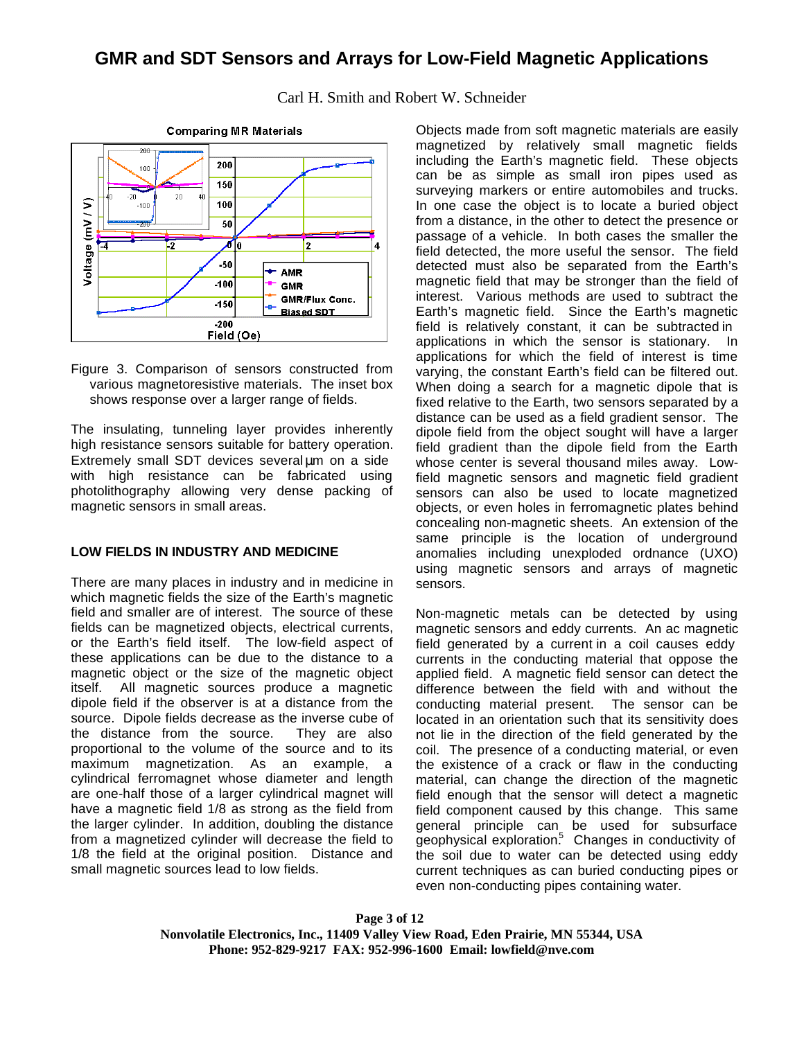Figure 3. Comparison of sensors constructed from various magnetoresistive materials. The inset box shows response over a larger range of fields.

The insulating, tunneling layer provides inherently high resistance sensors suitable for battery operation. Extremely small SDT devices several μm on a side with high resistance can be fabricated using photolithography allowing very dense packing of magnetic sensors in small areas.

## LOW FIELDS IN INDUSTRY AND MEDICINE

There are many places in industry and in medicine in which magnetic fields the size of the Earth's magnetic field and smaller are of interest. The source of these fields can be magnetized objects, electrical currents, or the Earth's field itself. The low-field aspect of these applications can be due to the distance to a magnetic object or the size of the magnetic object itself. All magnetic sources produce a magnetic dipole field if the observer is at a distance from the source. Dipole fields decrease as the inverse cube of the distance from the source. They are also proportional to the volume of the source and to its maximum magnetization. As an example, a cylindrical ferromagnet whose diameter and length are one-half those of a larger cylindrical magnet will have a magnetic field 1/8 as strong as the field from the larger cylinder. In addition, doubling the distance from a magnetized cylinder will decrease the field to 1/8 the field at the original position. Distance and small magnetic sources lead to low fields.

Objects made from soft magnetic materials are easily magnetized by relatively small magnetic fields including the Earth's magnetic field. These objects can be as simple as small iron pipes used as surveying markers or entire automobiles and trucks. In one case the object is to locate a buried object from a distance, in the other to detect the presence or passage of a vehicle. In both cases the smaller the field detected, the more useful the sensor. The field detected must also be separated from the Earth's magnetic field that may be stronger than the field of interest. Various methods are used to subtract the Earth's magnetic field. Since the Earth's magnetic field is relatively constant, it can be subtracted in applications in which the sensor is stationary. In applications for which the field of interest is time varying, the constant Earth's field can be filtered out. When doing a search for a magnetic dipole that is fixed relative to the Earth, two sensors separated by a distance can be used as a field gradient sensor. The dipole field from the object sought will have a larger field gradient than the dipole field from the Earth whose center is several thousand miles away. Low-field magnetic sensors and magnetic field gradient sensors can also be used to locate magnetized objects, or even holes in ferromagnetic plates behind concealing non-magnetic sheets. An extension of the same principle is the location of underground anomalies including unexploded ordnance (UXO) using magnetic sensors and arrays of magnetic sensors.

Non-magnetic metals can be detected by using magnetic sensors and eddy currents. An ac magnetic field generated by a current in a coil causes eddy currents in the conducting material that oppose the applied field. A magnetic field sensor can detect the difference between the field with and without the conducting material present. The sensor can be located in an orientation such that its sensitivity does not lie in the direction of the field generated by the coil. The presence of a conducting material, or even the existence of a crack or flaw in the conducting material, can change the direction of the magnetic field enough that the sensor will detect a magnetic field component caused by this change. This same general principle can be used for subsurface geophysical exploration.[5] Changes in conductivity of the soil due to water can be detected using eddy current techniques as can buried conducting pipes or even non-conducting pipes containing water.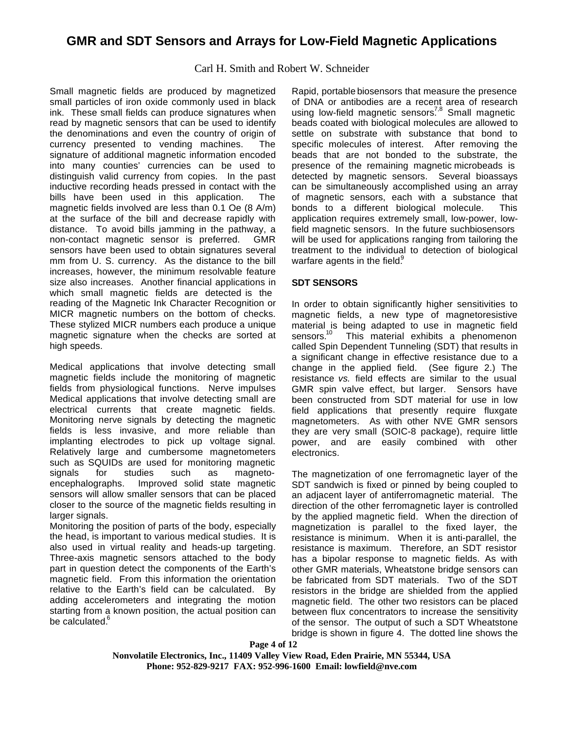# GMR and SDT Sensors and Arrays for Low-Field Magnetic Applications

Carl H. Smith and Robert W. Schneider

Small magnetic fields are produced by magnetized small particles of iron oxide commonly used in black ink. These small fields can produce signatures when read by magnetic sensors that can be used to identify the denominations and even the country of origin of currency presented to vending machines. The signature of additional magnetic information encoded into many counties' currencies can be used to distinguish valid currency from copies. In the past inductive recording heads pressed in contact with the bills have been used in this application. The magnetic fields involved are less than 0.1 Oe (8 A/m) at the surface of the bill and decrease rapidly with distance. To avoid bills jamming in the pathway, a non-contact magnetic sensor is preferred. GMR sensors have been used to obtain signatures several mm from U. S. currency. As the distance to the bill increases, however, the minimum resolvable feature size also increases. Another financial applications in which small magnetic fields are detected is the reading of the Magnetic Ink Character Recognition or MICR magnetic numbers on the bottom of checks. These stylized MICR numbers each produce a unique magnetic signature when the checks are sorted at high speeds.

Medical applications that involve detecting small magnetic fields include the monitoring of magnetic fields from physiological functions. Nerve impulses Medical applications that involve detecting small are electrical currents that create magnetic fields. Monitoring nerve signals by detecting the magnetic fields is less invasive, and more reliable than implanting electrodes to pick up voltage signal. Relatively large and cumbersome magnetometers such as SQUIDs are used for monitoring magnetic signals for studies such as magneto-encephalographs. Improved solid state magnetic sensors will allow smaller sensors that can be placed closer to the source of the magnetic fields resulting in larger signals.

Monitoring the position of parts of the body, especially the head, is important to various medical studies. It is also used in virtual reality and heads-up targeting. Three-axis magnetic sensors attached to the body part in question detect the components of the Earth's magnetic field. From this information the orientation relative to the Earth's field can be calculated. By adding accelerometers and integrating the motion starting from a known position, the actual position can be calculated.[6]

Rapid, portable biosensors that measure the presence of DNA or antibodies are a recent area of research using low-field magnetic sensors.[7,8] Small magnetic beads coated with biological molecules are allowed to settle on substrate with substance that bond to specific molecules of interest. After removing the beads that are not bonded to the substrate, the presence of the remaining magnetic microbeads is detected by magnetic sensors. Several bioassays can be simultaneously accomplished using an array of magnetic sensors, each with a substance that bonds to a different biological molecule. This application requires extremely small, low-power, low-field magnetic sensors. In the future suchbiosensors will be used for applications ranging from tailoring the treatment to the individual to detection of biological warfare agents in the field.[9]

## SDT SENSORS

In order to obtain significantly higher sensitivities to magnetic fields, a new type of magnetoresistive material is being adapted to use in magnetic field sensors.[10] This material exhibits a phenomenon called Spin Dependent Tunneling (SDT) that results in a significant change in effective resistance due to a change in the applied field. (See figure 2.) The resistance *vs.* field effects are similar to the usual GMR spin valve effect, but larger. Sensors have been constructed from SDT material for use in low field applications that presently require fluxgate magnetometers. As with other NVE GMR sensors they are very small (SOIC-8 package), require little power, and are easily combined with other electronics.

The magnetization of one ferromagnetic layer of the SDT sandwich is fixed or pinned by being coupled to an adjacent layer of antiferromagnetic material. The direction of the other ferromagnetic layer is controlled by the applied magnetic field. When the direction of magnetization is parallel to the fixed layer, the resistance is minimum. When it is anti-parallel, the resistance is maximum. Therefore, an SDT resistor has a bipolar response to magnetic fields. As with other GMR materials, Wheatstone bridge sensors can be fabricated from SDT materials. Two of the SDT resistors in the bridge are shielded from the applied magnetic field. The other two resistors can be placed between flux concentrators to increase the sensitivity of the sensor. The output of such a SDT Wheatstone bridge is shown in figure 4. The dotted line shows the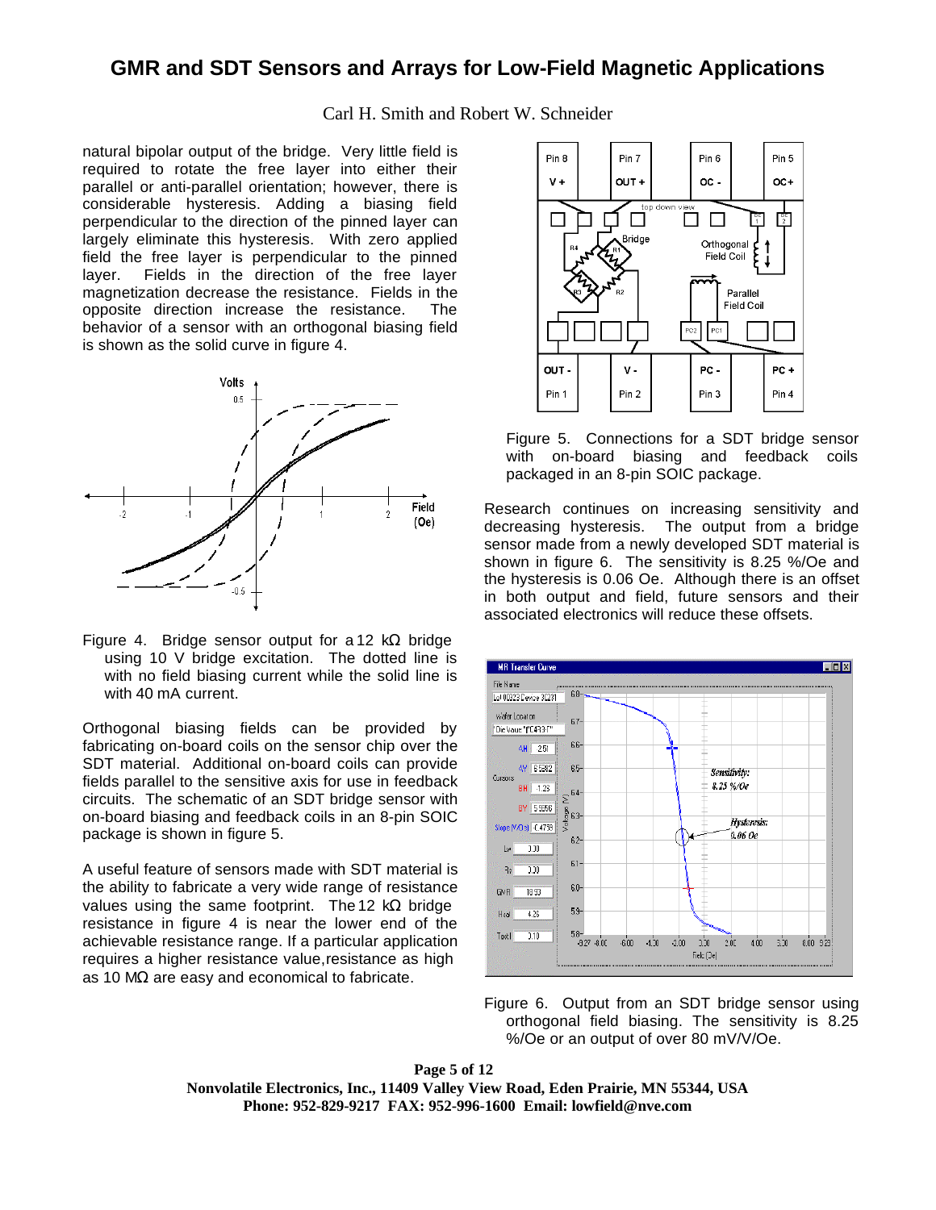natural bipolar output of the bridge. Very little field is required to rotate the free layer into either their parallel or anti-parallel orientation; however, there is considerable hysteresis. Adding a biasing field perpendicular to the direction of the pinned layer can largely eliminate this hysteresis. With zero applied field the free layer is perpendicular to the pinned layer. Fields in the direction of the free layer magnetization decrease the resistance. Fields in the opposite direction increase the resistance. The behavior of a sensor with an orthogonal biasing field is shown as the solid curve in figure 4.

Figure 4. Bridge sensor output for a 12 kΩ bridge using 10 V bridge excitation. The dotted line is with no field biasing current while the solid line is with 40 mA current.

Orthogonal biasing fields can be provided by fabricating on-board coils on the sensor chip over the SDT material. Additional on-board coils can provide fields parallel to the sensitive axis for use in feedback circuits. The schematic of an SDT bridge sensor with on-board biasing and feedback coils in an 8-pin SOIC package is shown in figure 5.

A useful feature of sensors made with SDT material is the ability to fabricate a very wide range of resistance values using the same footprint. The 12 kΩ bridge resistance in figure 4 is near the lower end of the achievable resistance range. If a particular application requires a higher resistance value, resistance as high as 10 MΩ are easy and economical to fabricate.

Figure 5. Connections for a SDT bridge sensor with on-board biasing and feedback coils packaged in an 8-pin SOIC package.

Research continues on increasing sensitivity and decreasing hysteresis. The output from a bridge sensor made from a newly developed SDT material is shown in figure 6. The sensitivity is 8.25 %/Oe and the hysteresis is 0.06 Oe. Although there is an offset in both output and field, future sensors and their associated electronics will reduce these offsets.

Figure 6. Output from an SDT bridge sensor using orthogonal field biasing. The sensitivity is 8.25 %/Oe or an output of over 80 mV/V/Oe.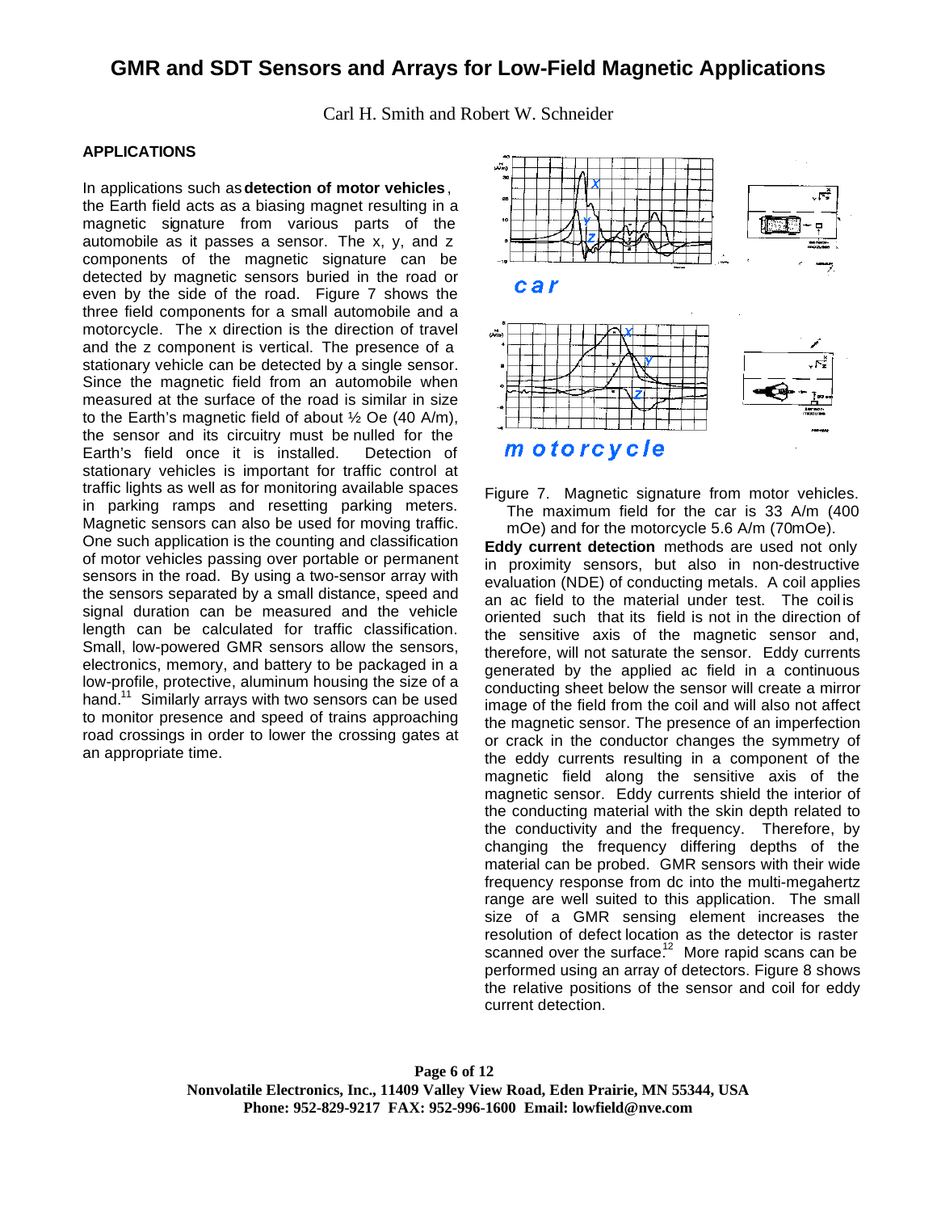# GMR and SDT Sensors and Arrays for Low-Field Magnetic Applications

Carl H. Smith and Robert W. Schneider

## APPLICATIONS

In applications such as **detection of motor vehicles**, the Earth field acts as a biasing magnet resulting in a magnetic signature from various parts of the automobile as it passes a sensor. The x, y, and z components of the magnetic signature can be detected by magnetic sensors buried in the road or even by the side of the road. Figure 7 shows the three field components for a small automobile and a motorcycle. The x direction is the direction of travel and the z component is vertical. The presence of a stationary vehicle can be detected by a single sensor. Since the magnetic field from an automobile when measured at the surface of the road is similar in size to the Earth's magnetic field of about ½ Oe (40 A/m), the sensor and its circuitry must be nulled for the Earth's field once it is installed. Detection of stationary vehicles is important for traffic control at traffic lights as well as for monitoring available spaces in parking ramps and resetting parking meters. Magnetic sensors can also be used for moving traffic. One such application is the counting and classification of motor vehicles passing over portable or permanent sensors in the road. By using a two-sensor array with the sensors separated by a small distance, speed and signal duration can be measured and the vehicle length can be calculated for traffic classification. Small, low-powered GMR sensors allow the sensors, electronics, memory, and battery to be packaged in a low-profile, protective, aluminum housing the size of a hand.[11] Similarly arrays with two sensors can be used to monitor presence and speed of trains approaching road crossings in order to lower the crossing gates at an appropriate time.

Figure 7. Magnetic signature from motor vehicles. The maximum field for the car is 33 A/m (400 mOe) and for the motorcycle 5.6 A/m (70mOe).

**Eddy current detection** methods are used not only in proximity sensors, but also in non-destructive evaluation (NDE) of conducting metals. A coil applies an ac field to the material under test. The coil is oriented such that its field is not in the direction of the sensitive axis of the magnetic sensor and, therefore, will not saturate the sensor. Eddy currents generated by the applied ac field in a continuous conducting sheet below the sensor will create a mirror image of the field from the coil and will also not affect the magnetic sensor. The presence of an imperfection or crack in the conductor changes the symmetry of the eddy currents resulting in a component of the magnetic field along the sensitive axis of the magnetic sensor. Eddy currents shield the interior of the conducting material with the skin depth related to the conductivity and the frequency. Therefore, by changing the frequency differing depths of the material can be probed. GMR sensors with their wide frequency response from dc into the multi-megahertz range are well suited to this application. The small size of a GMR sensing element increases the resolution of defect location as the detector is raster scanned over the surface.[12] More rapid scans can be performed using an array of detectors. Figure 8 shows the relative positions of the sensor and coil for eddy current detection.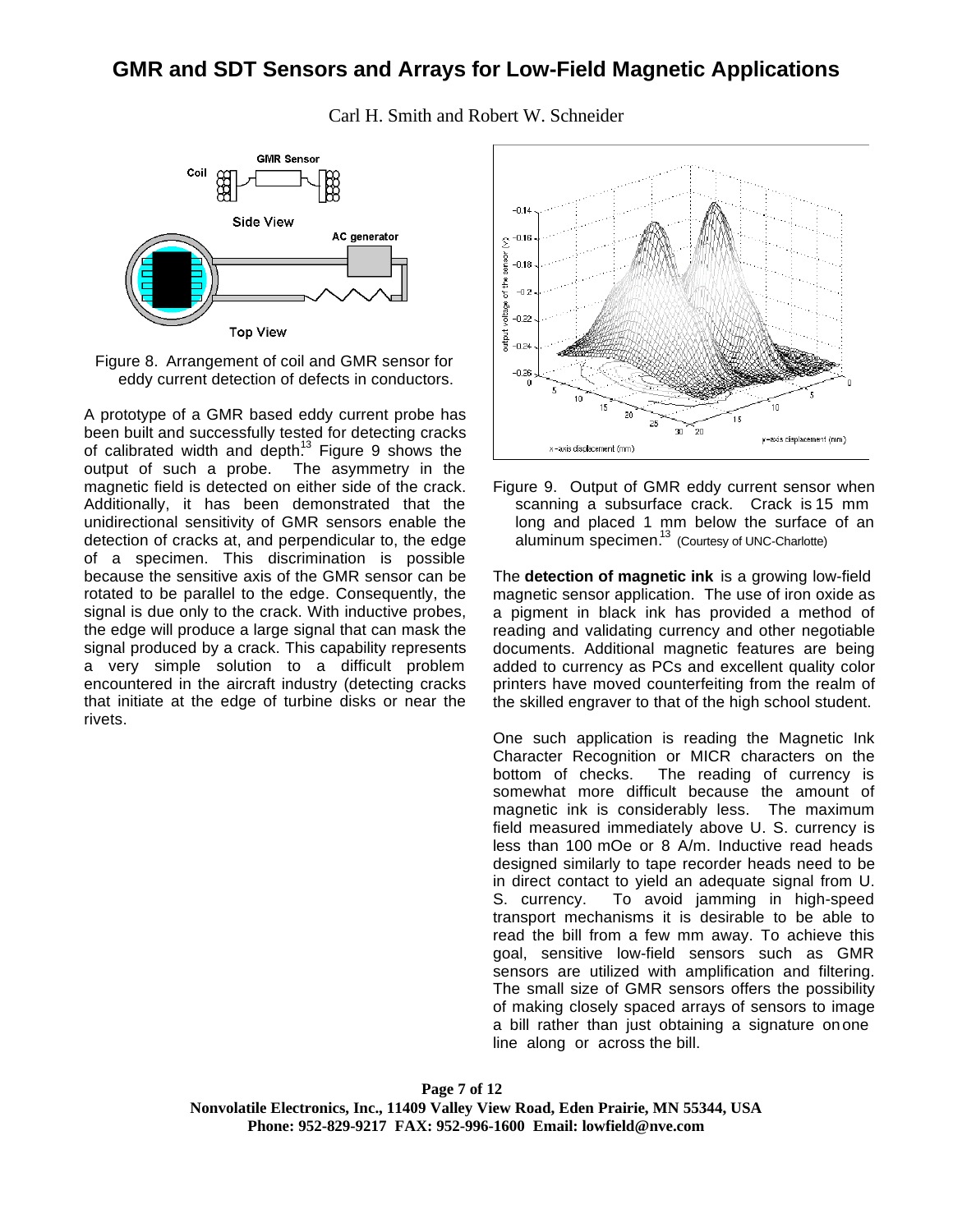# GMR and SDT Sensors and Arrays for Low-Field Magnetic Applications

Carl H. Smith and Robert W. Schneider

Figure 8. Arrangement of coil and GMR sensor for eddy current detection of defects in conductors.

A prototype of a GMR based eddy current probe has been built and successfully tested for detecting cracks of calibrated width and depth.[13] Figure 9 shows the output of such a probe. The asymmetry in the magnetic field is detected on either side of the crack. Additionally, it has been demonstrated that the unidirectional sensitivity of GMR sensors enable the detection of cracks at, and perpendicular to, the edge of a specimen. This discrimination is possible because the sensitive axis of the GMR sensor can be rotated to be parallel to the edge. Consequently, the signal is due only to the crack. With inductive probes, the edge will produce a large signal that can mask the signal produced by a crack. This capability represents a very simple solution to a difficult problem encountered in the aircraft industry (detecting cracks that initiate at the edge of turbine disks or near the rivets.

Figure 9. Output of GMR eddy current sensor when scanning a subsurface crack. Crack is 15 mm long and placed 1 mm below the surface of an aluminum specimen.[13] (Courtesy of UNC-Charlotte)

The **detection of magnetic ink** is a growing low-field magnetic sensor application. The use of iron oxide as a pigment in black ink has provided a method of reading and validating currency and other negotiable documents. Additional magnetic features are being added to currency as PCs and excellent quality color printers have moved counterfeiting from the realm of the skilled engraver to that of the high school student.

One such application is reading the Magnetic Ink Character Recognition or MICR characters on the bottom of checks. The reading of currency is somewhat more difficult because the amount of magnetic ink is considerably less. The maximum field measured immediately above U. S. currency is less than 100 mOe or 8 A/m. Inductive read heads designed similarly to tape recorder heads need to be in direct contact to yield an adequate signal from U. S. currency. To avoid jamming in high-speed transport mechanisms it is desirable to be able to read the bill from a few mm away. To achieve this goal, sensitive low-field sensors such as GMR sensors are utilized with amplification and filtering. The small size of GMR sensors offers the possibility of making closely spaced arrays of sensors to image a bill rather than just obtaining a signature on one line along or across the bill.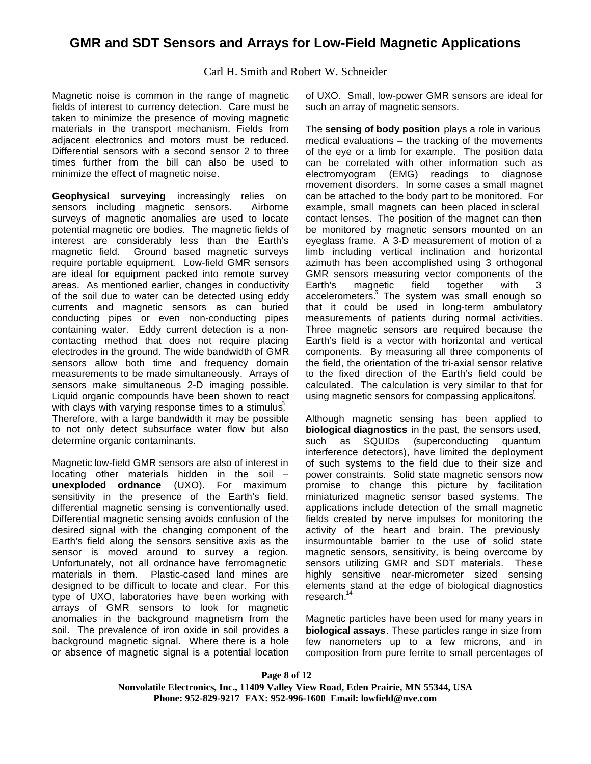# GMR and SDT Sensors and Arrays for Low-Field Magnetic Applications

Carl H. Smith and Robert W. Schneider

Magnetic noise is common in the range of magnetic fields of interest to currency detection. Care must be taken to minimize the presence of moving magnetic materials in the transport mechanism. Fields from adjacent electronics and motors must be reduced. Differential sensors with a second sensor 2 to three times further from the bill can also be used to minimize the effect of magnetic noise.

**Geophysical surveying** increasingly relies on sensors including magnetic sensors. Airborne surveys of magnetic anomalies are used to locate potential magnetic ore bodies. The magnetic fields of interest are considerably less than the Earth's magnetic field. Ground based magnetic surveys require portable equipment. Low-field GMR sensors are ideal for equipment packed into remote survey areas. As mentioned earlier, changes in conductivity of the soil due to water can be detected using eddy currents and magnetic sensors as can buried conducting pipes or even non-conducting pipes containing water. Eddy current detection is a non-contacting method that does not require placing electrodes in the ground. The wide bandwidth of GMR sensors allow both time and frequency domain measurements to be made simultaneously. Arrays of sensors make simultaneous 2-D imaging possible. Liquid organic compounds have been shown to react with clays with varying response times to a stimulus.[5] Therefore, with a large bandwidth it may be possible to not only detect subsurface water flow but also determine organic contaminants.

Magnetic low-field GMR sensors are also of interest in locating other materials hidden in the soil – **unexploded ordnance** (UXO). For maximum sensitivity in the presence of the Earth's field, differential magnetic sensing is conventionally used. Differential magnetic sensing avoids confusion of the desired signal with the changing component of the Earth's field along the sensors sensitive axis as the sensor is moved around to survey a region. Unfortunately, not all ordnance have ferromagnetic materials in them. Plastic-cased land mines are designed to be difficult to locate and clear. For this type of UXO, laboratories have been working with arrays of GMR sensors to look for magnetic anomalies in the background magnetism from the soil. The prevalence of iron oxide in soil provides a background magnetic signal. Where there is a hole or absence of magnetic signal is a potential location of UXO. Small, low-power GMR sensors are ideal for such an array of magnetic sensors.

The **sensing of body position** plays a role in various medical evaluations – the tracking of the movements of the eye or a limb for example. The position data can be correlated with other information such as electromyogram (EMG) readings to diagnose movement disorders. In some cases a small magnet can be attached to the body part to be monitored. For example, small magnets can been placed inscleral contact lenses. The position of the magnet can then be monitored by magnetic sensors mounted on an eyeglass frame. A 3-D measurement of motion of a limb including vertical inclination and horizontal azimuth has been accomplished using 3 orthogonal GMR sensors measuring vector components of the Earth's magnetic field together with 3 accelerometers.[6] The system was small enough so that it could be used in long-term ambulatory measurements of patients during normal activities. Three magnetic sensors are required because the Earth's field is a vector with horizontal and vertical components. By measuring all three components of the field, the orientation of the tri-axial sensor relative to the fixed direction of the Earth's field could be calculated. The calculation is very similar to that for using magnetic sensors for compassing applicaitons.[1]

Although magnetic sensing has been applied to **biological diagnostics** in the past, the sensors used, such as SQUIDs (superconducting quantum interference detectors), have limited the deployment of such systems to the field due to their size and power constraints. Solid state magnetic sensors now promise to change this picture by facilitation miniaturized magnetic sensor based systems. The applications include detection of the small magnetic fields created by nerve impulses for monitoring the activity of the heart and brain. The previously insurmountable barrier to the use of solid state magnetic sensors, sensitivity, is being overcome by sensors utilizing GMR and SDT materials. These highly sensitive near-micrometer sized sensing elements stand at the edge of biological diagnostics research.[14]

Magnetic particles have been used for many years in **biological assays**. These particles range in size from few nanometers up to a few microns, and in composition from pure ferrite to small percentages of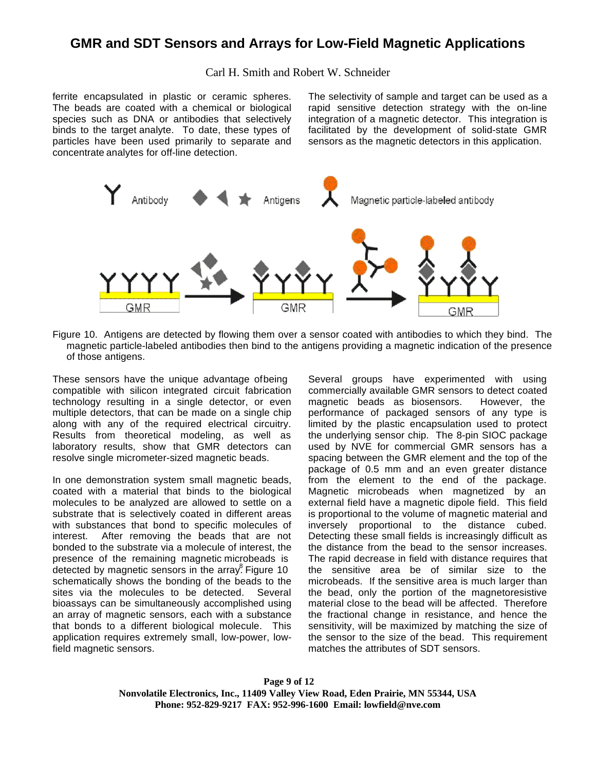ferrite encapsulated in plastic or ceramic spheres. The beads are coated with a chemical or biological species such as DNA or antibodies that selectively binds to the target analyte. To date, these types of particles have been used primarily to separate and concentrate analytes for off-line detection.

The selectivity of sample and target can be used as a rapid sensitive detection strategy with the on-line integration of a magnetic detector. This integration is facilitated by the development of solid-state GMR sensors as the magnetic detectors in this application.

Figure 10. Antigens are detected by flowing them over a sensor coated with antibodies to which they bind. The magnetic particle-labeled antibodies then bind to the antigens providing a magnetic indication of the presence of those antigens.

These sensors have the unique advantage of being compatible with silicon integrated circuit fabrication technology resulting in a single detector, or even multiple detectors, that can be made on a single chip along with any of the required electrical circuitry. Results from theoretical modeling, as well as laboratory results, show that GMR detectors can resolve single micrometer-sized magnetic beads.

In one demonstration system small magnetic beads, coated with a material that binds to the biological molecules to be analyzed are allowed to settle on a substrate that is selectively coated in different areas with substances that bond to specific molecules of interest. After removing the beads that are not bonded to the substrate via a molecule of interest, the presence of the remaining magnetic microbeads is detected by magnetic sensors in the array.[8] Figure 10 schematically shows the bonding of the beads to the sites via the molecules to be detected. Several bioassays can be simultaneously accomplished using an array of magnetic sensors, each with a substance that bonds to a different biological molecule. This application requires extremely small, low-power, low-field magnetic sensors.

Several groups have experimented with using commercially available GMR sensors to detect coated magnetic beads as biosensors. However, the performance of packaged sensors of any type is limited by the plastic encapsulation used to protect the underlying sensor chip. The 8-pin SIOC package used by NVE for commercial GMR sensors has a spacing between the GMR element and the top of the package of 0.5 mm and an even greater distance from the element to the end of the package. Magnetic microbeads when magnetized by an external field have a magnetic dipole field. This field is proportional to the volume of magnetic material and inversely proportional to the distance cubed. Detecting these small fields is increasingly difficult as the distance from the bead to the sensor increases. The rapid decrease in field with distance requires that the sensitive area be of similar size to the microbeads. If the sensitive area is much larger than the bead, only the portion of the magnetoresistive material close to the bead will be affected. Therefore the fractional change in resistance, and hence the sensitivity, will be maximized by matching the size of the sensor to the size of the bead. This requirement matches the attributes of SDT sensors.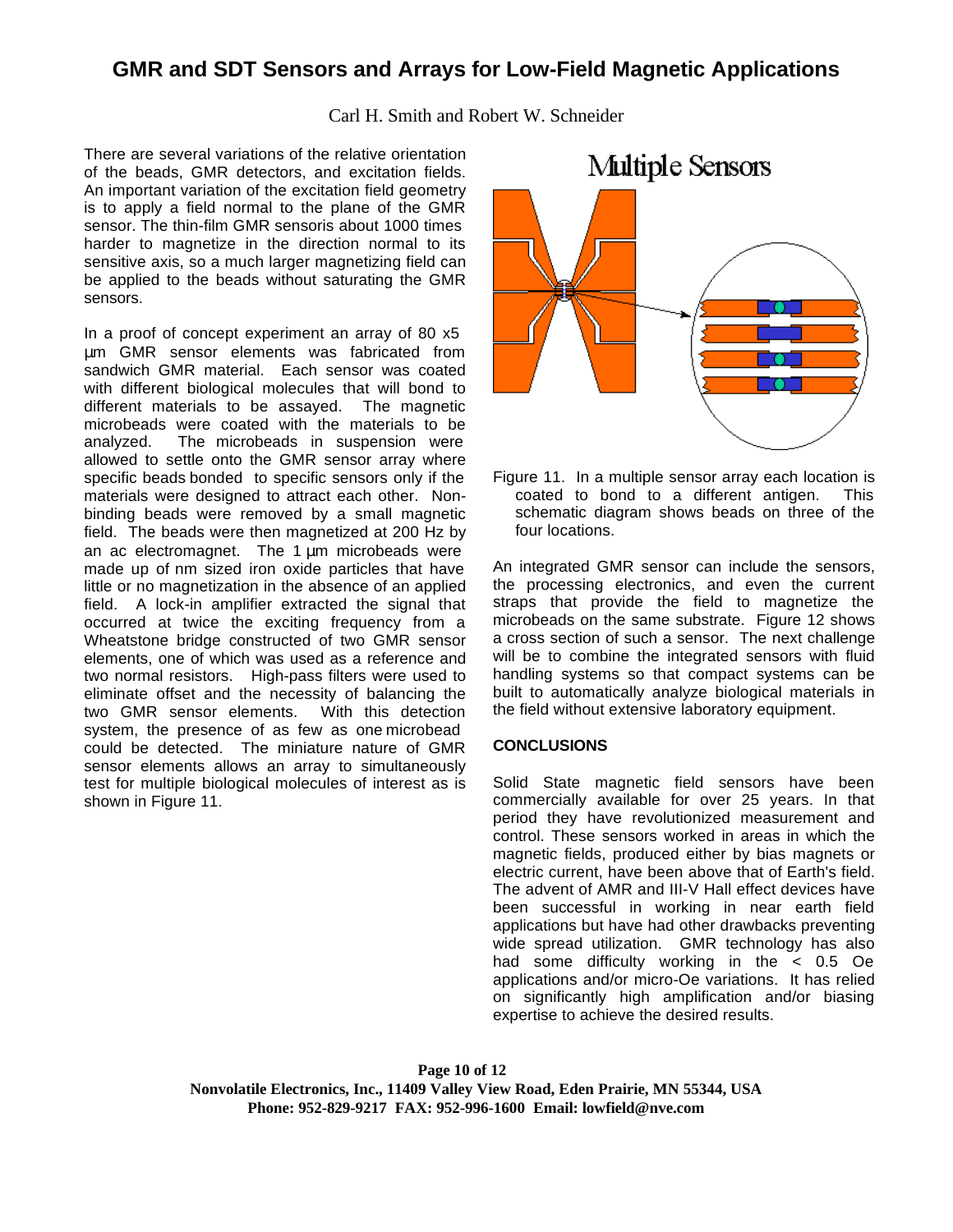There are several variations of the relative orientation of the beads, GMR detectors, and excitation fields. An important variation of the excitation field geometry is to apply a field normal to the plane of the GMR sensor. The thin-film GMR sensoris about 1000 times harder to magnetize in the direction normal to its sensitive axis, so a much larger magnetizing field can be applied to the beads without saturating the GMR sensors.

In a proof of concept experiment an array of 80 x5 µm GMR sensor elements was fabricated from sandwich GMR material. Each sensor was coated with different biological molecules that will bond to different materials to be assayed. The magnetic microbeads were coated with the materials to be analyzed. The microbeads in suspension were allowed to settle onto the GMR sensor array where specific beads bonded to specific sensors only if the materials were designed to attract each other. Non-binding beads were removed by a small magnetic field. The beads were then magnetized at 200 Hz by an ac electromagnet. The 1 µm microbeads were made up of nm sized iron oxide particles that have little or no magnetization in the absence of an applied field. A lock-in amplifier extracted the signal that occurred at twice the exciting frequency from a Wheatstone bridge constructed of two GMR sensor elements, one of which was used as a reference and two normal resistors. High-pass filters were used to eliminate offset and the necessity of balancing the two GMR sensor elements. With this detection system, the presence of as few as one microbead could be detected. The miniature nature of GMR sensor elements allows an array to simultaneously test for multiple biological molecules of interest as is shown in Figure 11.

Figure 11. In a multiple sensor array each location is coated to bond to a different antigen. This schematic diagram shows beads on three of the four locations.

An integrated GMR sensor can include the sensors, the processing electronics, and even the current straps that provide the field to magnetize the microbeads on the same substrate. Figure 12 shows a cross section of such a sensor. The next challenge will be to combine the integrated sensors with fluid handling systems so that compact systems can be built to automatically analyze biological materials in the field without extensive laboratory equipment.

## CONCLUSIONS

Solid State magnetic field sensors have been commercially available for over 25 years. In that period they have revolutionized measurement and control. These sensors worked in areas in which the magnetic fields, produced either by bias magnets or electric current, have been above that of Earth's field. The advent of AMR and III-V Hall effect devices have been successful in working in near earth field applications but have had other drawbacks preventing wide spread utilization. GMR technology has also had some difficulty working in the < 0.5 Oe applications and/or micro-Oe variations. It has relied on significantly high amplification and/or biasing expertise to achieve the desired results.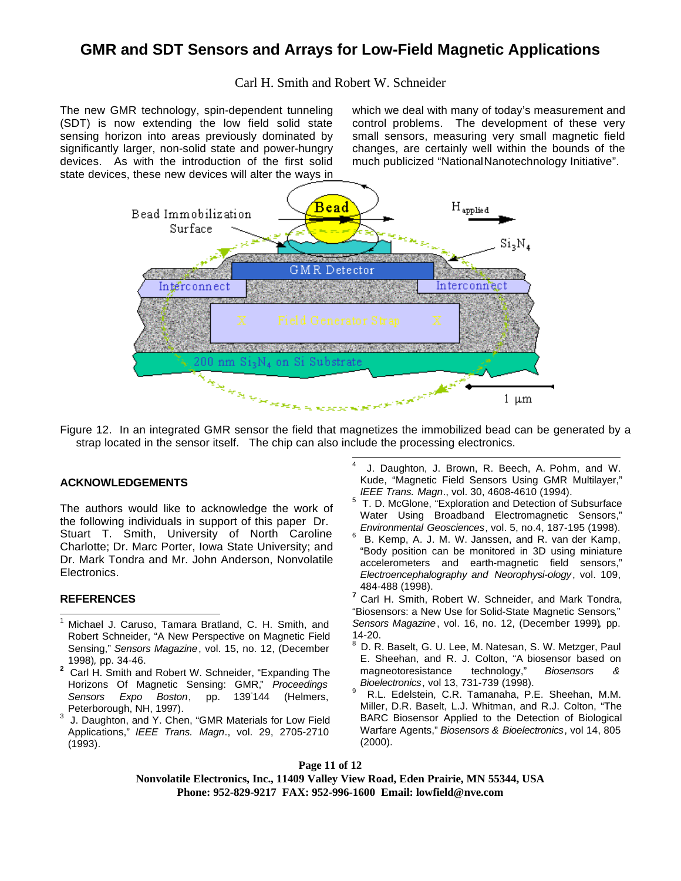# GMR and SDT Sensors and Arrays for Low-Field Magnetic Applications

Carl H. Smith and Robert W. Schneider

The new GMR technology, spin-dependent tunneling (SDT) is now extending the low field solid state sensing horizon into areas previously dominated by significantly larger, non-solid state and power-hungry devices. As with the introduction of the first solid state devices, these new devices will alter the ways in which we deal with many of today's measurement and control problems. The development of these very small sensors, measuring very small magnetic field changes, are certainly well within the bounds of the much publicized "National Nanotechnology Initiative".

Figure 12. In an integrated GMR sensor the field that magnetizes the immobilized bead can be generated by a strap located in the sensor itself. The chip can also include the processing electronics.

## ACKNOWLEDGEMENTS

The authors would like to acknowledge the work of the following individuals in support of this paper Dr. Stuart T. Smith, University of North Caroline Charlotte; Dr. Marc Porter, Iowa State University; and Dr. Mark Tondra and Mr. John Anderson, Nonvolatile Electronics.

## REFERENCES

[1] Michael J. Caruso, Tamara Bratland, C. H. Smith, and Robert Schneider, "A New Perspective on Magnetic Field Sensing," *Sensors Magazine*, vol. 15, no. 12, (December 1998), pp. 34-46.

[2] Carl H. Smith and Robert W. Schneider, "Expanding The Horizons Of Magnetic Sensing: GMR," *Proceedings Sensors Expo Boston*, pp. 139-144 (Helmers, Peterborough, NH, 1997).

[3] J. Daughton, and Y. Chen, "GMR Materials for Low Field Applications," *IEEE Trans. Magn*., vol. 29, 2705-2710 (1993).

[4] J. Daughton, J. Brown, R. Beech, A. Pohm, and W. Kude, "Magnetic Field Sensors Using GMR Multilayer," *IEEE Trans. Magn*., vol. 30, 4608-4610 (1994).

[5] T. D. McGlone, "Exploration and Detection of Subsurface Water Using Broadband Electromagnetic Sensors," *Environmental Geosciences*, vol. 5, no.4, 187-195 (1998).

[6] B. Kemp, A. J. M. W. Janssen, and R. van der Kamp, "Body position can be monitored in 3D using miniature accelerometers and earth-magnetic field sensors," *Electroencephalography and Neorophysi-ology*, vol. 109, 484-488 (1998).

[7] Carl H. Smith, Robert W. Schneider, and Mark Tondra, "Biosensors: a New Use for Solid-State Magnetic Sensors," *Sensors Magazine*, vol. 16, no. 12, (December 1999), pp. 14-20.

[8] D. R. Baselt, G. U. Lee, M. Natesan, S. W. Metzger, Paul E. Sheehan, and R. J. Colton, "A biosensor based on magneotoresistance technology," *Biosensors & Bioelectronics*, vol 13, 731-739 (1998).

[9] R.L. Edelstein, C.R. Tamanaha, P.E. Sheehan, M.M. Miller, D.R. Baselt, L.J. Whitman, and R.J. Colton, "The BARC Biosensor Applied to the Detection of Biological Warfare Agents," *Biosensors & Bioelectronics*, vol 14, 805 (2000).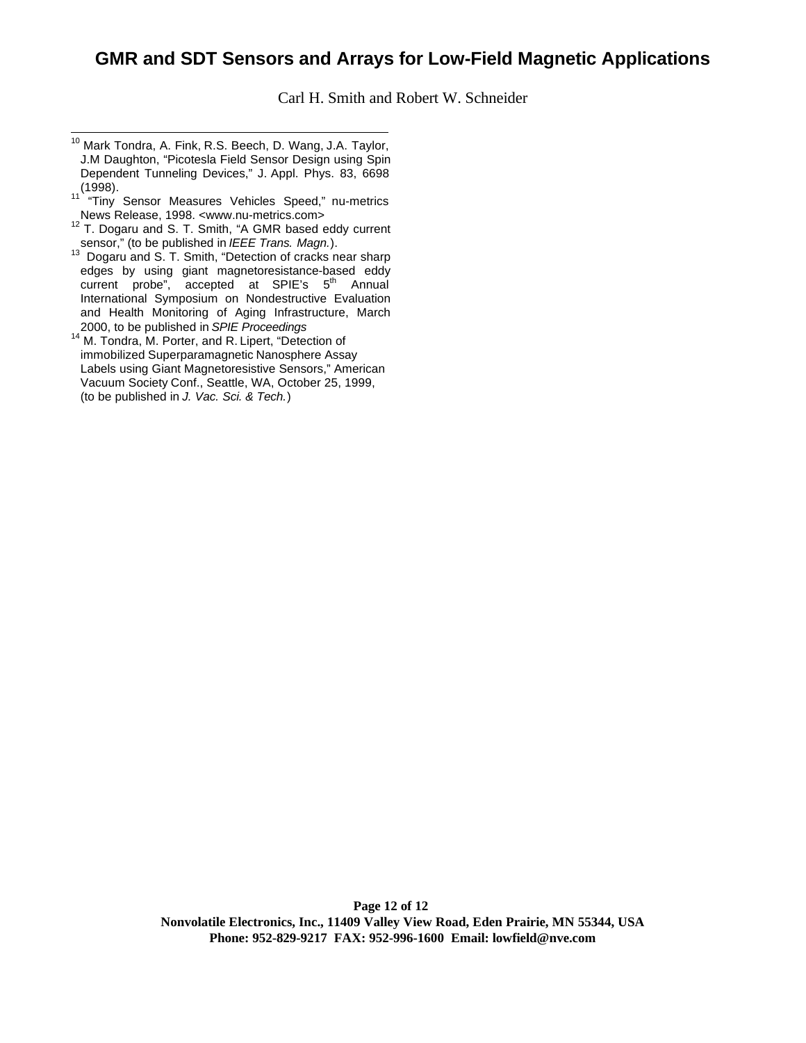[10] Mark Tondra, A. Fink, R.S. Beech, D. Wang, J.A. Taylor, J.M Daughton, "Picotesla Field Sensor Design using Spin Dependent Tunneling Devices," J. Appl. Phys. 83, 6698 (1998).

[11] "Tiny Sensor Measures Vehicles Speed," nu-metrics News Release, 1998. <www.nu-metrics.com>

[12] T. Dogaru and S. T. Smith, "A GMR based eddy current sensor," (to be published in *IEEE Trans. Magn.*).

[13] Dogaru and S. T. Smith, "Detection of cracks near sharp edges by using giant magnetoresistance-based eddy current probe", accepted at SPIE's 5th Annual International Symposium on Nondestructive Evaluation and Health Monitoring of Aging Infrastructure, March 2000, to be published in *SPIE Proceedings*

[14] M. Tondra, M. Porter, and R. Lipert, "Detection of immobilized Superparamagnetic Nanosphere Assay Labels using Giant Magnetoresistive Sensors," American Vacuum Society Conf., Seattle, WA, October 25, 1999, (to be published in *J. Vac. Sci. & Tech.*)